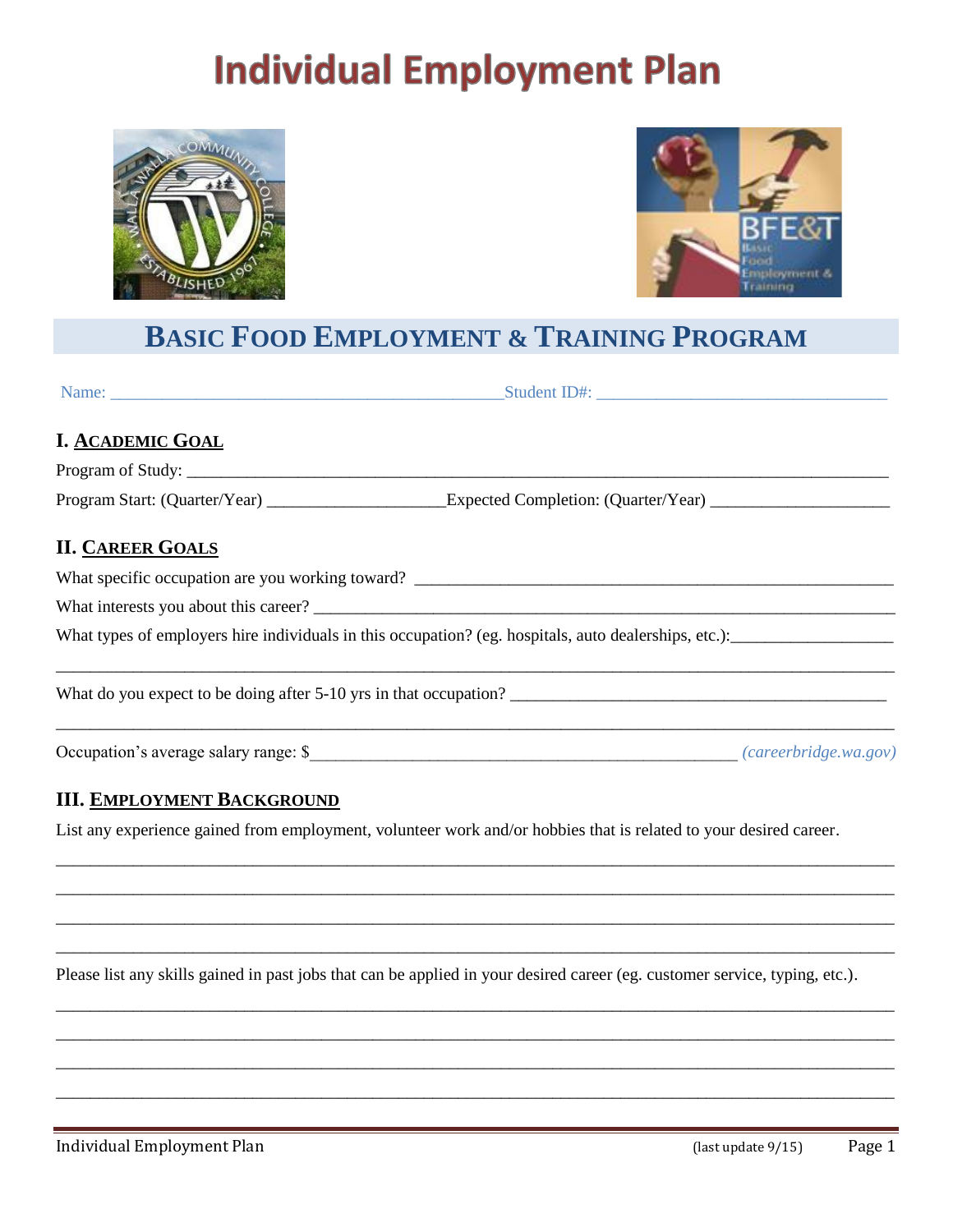# Individual Employment Plan

## Basic Food Employment & Training Program

Name: _____________________________________________ Student ID#: _________________________________

### I. Academic Goal

Program of Study: ____________________________________________________________________________

Program Start: (Quarter/Year) ____________________ Expected Completion: (Quarter/Year) ____________________

### II. Career Goals

What specific occupation are you working toward? _______________________________________________________

What interests you about this career? ____________________________________________________________

What types of employers hire individuals in this occupation? (eg. hospitals, auto dealerships, etc.): __________________

_____________________________________________________________________________________________

What do you expect to be doing after 5-10 yrs in that occupation? ___________________________________________

_____________________________________________________________________________________________

Occupation's average salary range: $_________________________________________________ *(careerbridge.wa.gov)*

### III. Employment Background

List any experience gained from employment, volunteer work and/or hobbies that is related to your desired career.

_____________________________________________________________________________________________

_____________________________________________________________________________________________

_____________________________________________________________________________________________

_____________________________________________________________________________________________

Please list any skills gained in past jobs that can be applied in your desired career (eg. customer service, typing, etc.).

_____________________________________________________________________________________________

_____________________________________________________________________________________________

_____________________________________________________________________________________________

_____________________________________________________________________________________________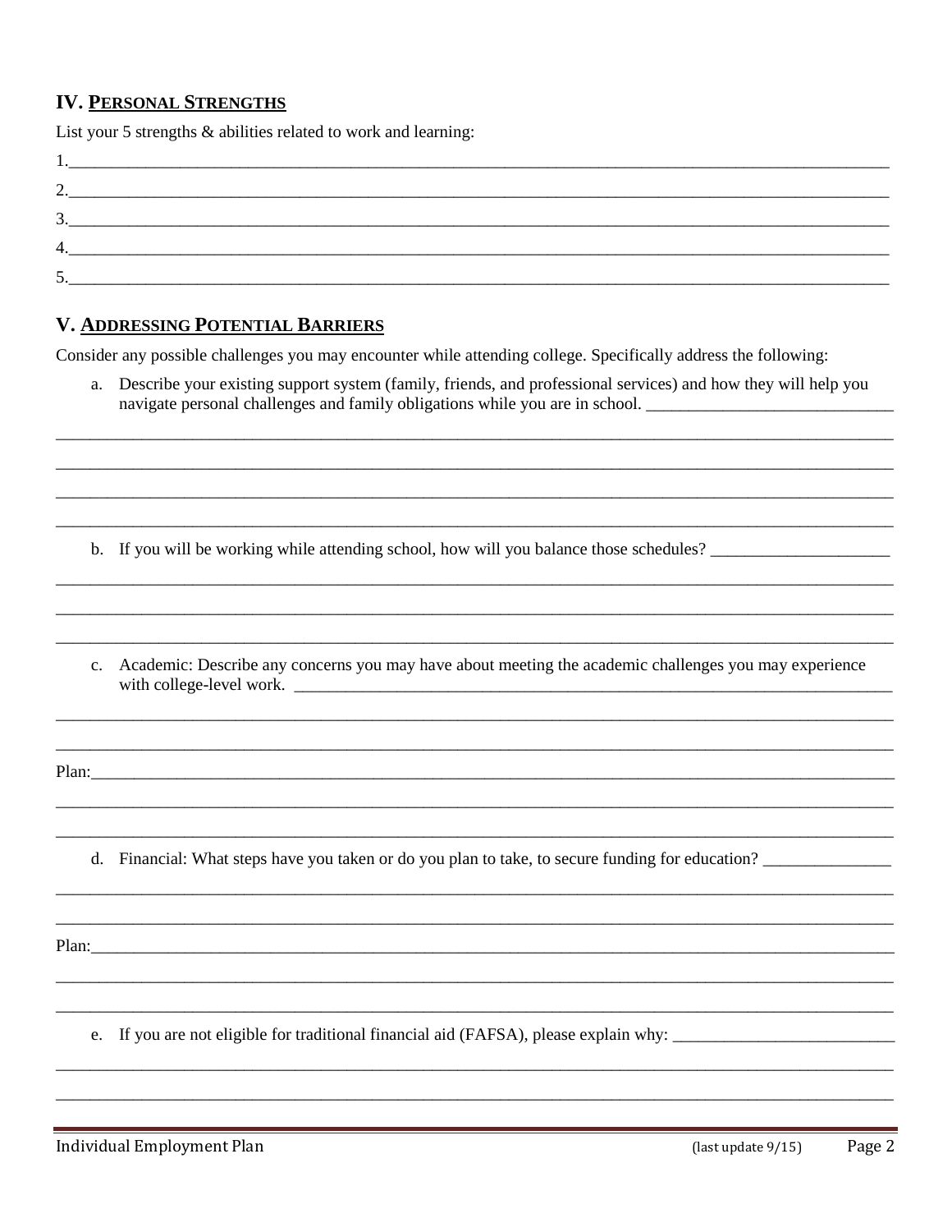## IV. PERSONAL STRENGTHS

List your 5 strengths & abilities related to work and learning:

1.___________________________________________________________________________________________

2.___________________________________________________________________________________________

3.___________________________________________________________________________________________

4.___________________________________________________________________________________________

5.___________________________________________________________________________________________

## V. ADDRESSING POTENTIAL BARRIERS

Consider any possible challenges you may encounter while attending college. Specifically address the following:

a. Describe your existing support system (family, friends, and professional services) and how they will help you navigate personal challenges and family obligations while you are in school. ____________________________

____________________________________________________________________________________________

____________________________________________________________________________________________

____________________________________________________________________________________________

____________________________________________________________________________________________

b. If you will be working while attending school, how will you balance those schedules? ____________________

____________________________________________________________________________________________

____________________________________________________________________________________________

____________________________________________________________________________________________

c. Academic: Describe any concerns you may have about meeting the academic challenges you may experience with college-level work. ________________________________________________________________________

____________________________________________________________________________________________

____________________________________________________________________________________________

Plan:_______________________________________________________________________________________

____________________________________________________________________________________________

____________________________________________________________________________________________

d. Financial: What steps have you taken or do you plan to take, to secure funding for education? ______________

____________________________________________________________________________________________

____________________________________________________________________________________________

Plan:_______________________________________________________________________________________

____________________________________________________________________________________________

____________________________________________________________________________________________

e. If you are not eligible for traditional financial aid (FAFSA), please explain why: _________________________

____________________________________________________________________________________________

____________________________________________________________________________________________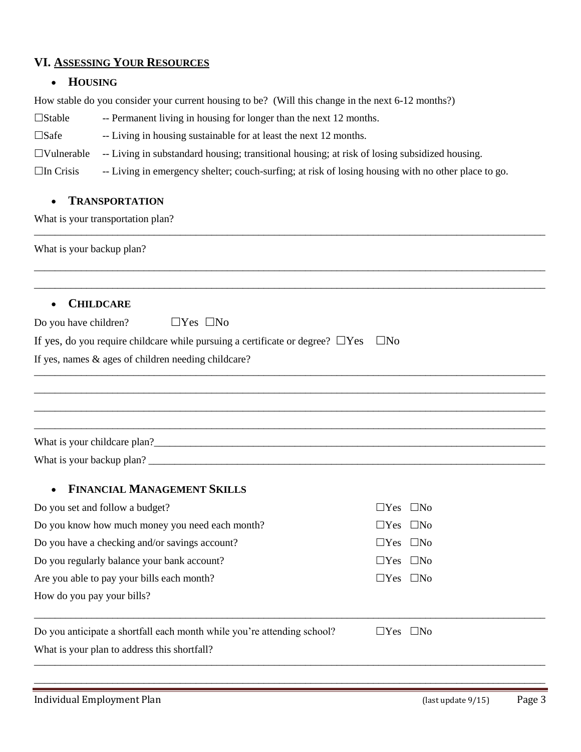## VI. Assessing Your Resources

- **Housing**

How stable do you consider your current housing to be? (Will this change in the next 6-12 months?)

☐Stable -- Permanent living in housing for longer than the next 12 months.

☐Safe -- Living in housing sustainable for at least the next 12 months.

☐Vulnerable -- Living in substandard housing; transitional housing; at risk of losing subsidized housing.

☐In Crisis -- Living in emergency shelter; couch-surfing; at risk of losing housing with no other place to go.

- **Transportation**

What is your transportation plan?

_______________________________________________________________________________

What is your backup plan?

_______________________________________________________________________________

_______________________________________________________________________________

- **Childcare**

Do you have children? ☐Yes ☐No

If yes, do you require childcare while pursuing a certificate or degree? ☐Yes ☐No

If yes, names & ages of children needing childcare?

_______________________________________________________________________________

_______________________________________________________________________________

_______________________________________________________________________________

_______________________________________________________________________________

What is your childcare plan?___________________________________________________________

What is your backup plan? ____________________________________________________________

- **Financial Management Skills**

Do you set and follow a budget? ☐Yes ☐No

Do you know how much money you need each month? ☐Yes ☐No

Do you have a checking and/or savings account? ☐Yes ☐No

Do you regularly balance your bank account? ☐Yes ☐No

Are you able to pay your bills each month? ☐Yes ☐No

How do you pay your bills?

_______________________________________________________________________________

Do you anticipate a shortfall each month while you're attending school? ☐Yes ☐No

What is your plan to address this shortfall?

_______________________________________________________________________________

_______________________________________________________________________________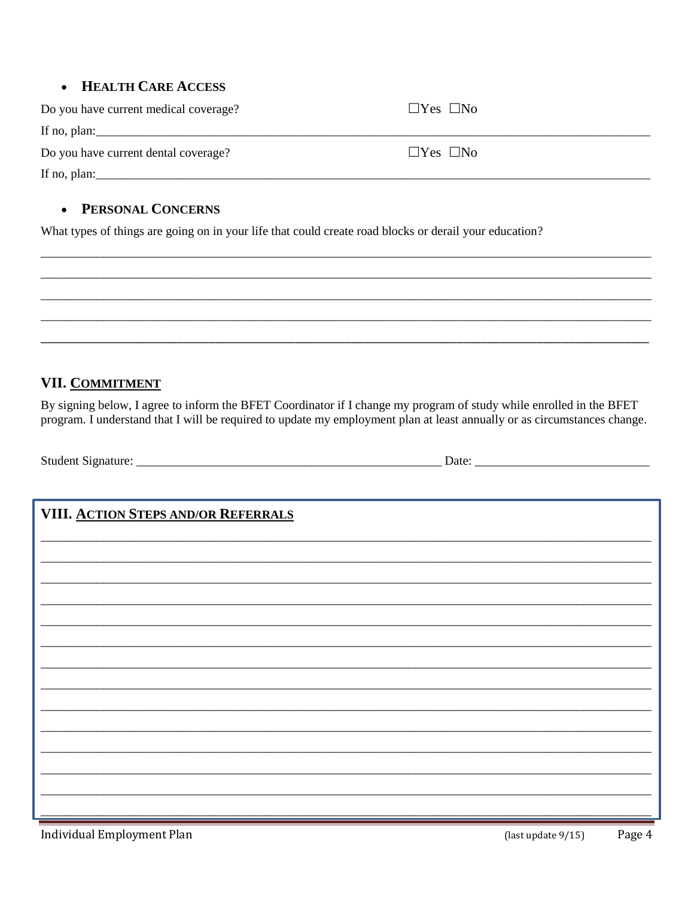- **HEALTH CARE ACCESS**

Do you have current medical coverage? ☐Yes ☐No

If no, plan:\_\_\_\_\_\_\_\_\_\_\_\_\_\_\_\_\_\_\_\_\_\_\_\_\_\_\_\_\_\_\_\_\_\_\_\_\_\_\_\_\_\_\_\_\_\_\_\_\_\_\_\_\_\_\_\_\_\_\_\_

Do you have current dental coverage? ☐Yes ☐No

If no, plan:\_\_\_\_\_\_\_\_\_\_\_\_\_\_\_\_\_\_\_\_\_\_\_\_\_\_\_\_\_\_\_\_\_\_\_\_\_\_\_\_\_\_\_\_\_\_\_\_\_\_\_\_\_\_\_\_\_\_\_\_

- **PERSONAL CONCERNS**

What types of things are going on in your life that could create road blocks or derail your education?

\_\_\_\_\_\_\_\_\_\_\_\_\_\_\_\_\_\_\_\_\_\_\_\_\_\_\_\_\_\_\_\_\_\_\_\_\_\_\_\_\_\_\_\_\_\_\_\_\_\_\_\_\_\_\_\_\_\_\_\_\_\_\_\_\_\_\_\_\_\_

\_\_\_\_\_\_\_\_\_\_\_\_\_\_\_\_\_\_\_\_\_\_\_\_\_\_\_\_\_\_\_\_\_\_\_\_\_\_\_\_\_\_\_\_\_\_\_\_\_\_\_\_\_\_\_\_\_\_\_\_\_\_\_\_\_\_\_\_\_\_

\_\_\_\_\_\_\_\_\_\_\_\_\_\_\_\_\_\_\_\_\_\_\_\_\_\_\_\_\_\_\_\_\_\_\_\_\_\_\_\_\_\_\_\_\_\_\_\_\_\_\_\_\_\_\_\_\_\_\_\_\_\_\_\_\_\_\_\_\_\_

\_\_\_\_\_\_\_\_\_\_\_\_\_\_\_\_\_\_\_\_\_\_\_\_\_\_\_\_\_\_\_\_\_\_\_\_\_\_\_\_\_\_\_\_\_\_\_\_\_\_\_\_\_\_\_\_\_\_\_\_\_\_\_\_\_\_\_\_\_\_

\_\_\_\_\_\_\_\_\_\_\_\_\_\_\_\_\_\_\_\_\_\_\_\_\_\_\_\_\_\_\_\_\_\_\_\_\_\_\_\_\_\_\_\_\_\_\_\_\_\_\_\_\_\_\_\_\_\_\_\_\_\_\_\_\_\_\_\_\_\_

## VII. COMMITMENT

By signing below, I agree to inform the BFET Coordinator if I change my program of study while enrolled in the BFET program. I understand that I will be required to update my employment plan at least annually or as circumstances change.

Student Signature: \_\_\_\_\_\_\_\_\_\_\_\_\_\_\_\_\_\_\_\_\_\_\_\_\_\_\_\_\_\_\_\_\_\_\_\_\_\_ Date: \_\_\_\_\_\_\_\_\_\_\_\_\_\_\_\_\_\_\_\_\_\_

## VIII. ACTION STEPS AND/OR REFERRALS

\_\_\_\_\_\_\_\_\_\_\_\_\_\_\_\_\_\_\_\_\_\_\_\_\_\_\_\_\_\_\_\_\_\_\_\_\_\_\_\_\_\_\_\_\_\_\_\_\_\_\_\_\_\_\_\_\_\_\_\_\_\_\_\_\_\_\_\_\_\_

\_\_\_\_\_\_\_\_\_\_\_\_\_\_\_\_\_\_\_\_\_\_\_\_\_\_\_\_\_\_\_\_\_\_\_\_\_\_\_\_\_\_\_\_\_\_\_\_\_\_\_\_\_\_\_\_\_\_\_\_\_\_\_\_\_\_\_\_\_\_

\_\_\_\_\_\_\_\_\_\_\_\_\_\_\_\_\_\_\_\_\_\_\_\_\_\_\_\_\_\_\_\_\_\_\_\_\_\_\_\_\_\_\_\_\_\_\_\_\_\_\_\_\_\_\_\_\_\_\_\_\_\_\_\_\_\_\_\_\_\_

\_\_\_\_\_\_\_\_\_\_\_\_\_\_\_\_\_\_\_\_\_\_\_\_\_\_\_\_\_\_\_\_\_\_\_\_\_\_\_\_\_\_\_\_\_\_\_\_\_\_\_\_\_\_\_\_\_\_\_\_\_\_\_\_\_\_\_\_\_\_

\_\_\_\_\_\_\_\_\_\_\_\_\_\_\_\_\_\_\_\_\_\_\_\_\_\_\_\_\_\_\_\_\_\_\_\_\_\_\_\_\_\_\_\_\_\_\_\_\_\_\_\_\_\_\_\_\_\_\_\_\_\_\_\_\_\_\_\_\_\_

\_\_\_\_\_\_\_\_\_\_\_\_\_\_\_\_\_\_\_\_\_\_\_\_\_\_\_\_\_\_\_\_\_\_\_\_\_\_\_\_\_\_\_\_\_\_\_\_\_\_\_\_\_\_\_\_\_\_\_\_\_\_\_\_\_\_\_\_\_\_

\_\_\_\_\_\_\_\_\_\_\_\_\_\_\_\_\_\_\_\_\_\_\_\_\_\_\_\_\_\_\_\_\_\_\_\_\_\_\_\_\_\_\_\_\_\_\_\_\_\_\_\_\_\_\_\_\_\_\_\_\_\_\_\_\_\_\_\_\_\_

\_\_\_\_\_\_\_\_\_\_\_\_\_\_\_\_\_\_\_\_\_\_\_\_\_\_\_\_\_\_\_\_\_\_\_\_\_\_\_\_\_\_\_\_\_\_\_\_\_\_\_\_\_\_\_\_\_\_\_\_\_\_\_\_\_\_\_\_\_\_

\_\_\_\_\_\_\_\_\_\_\_\_\_\_\_\_\_\_\_\_\_\_\_\_\_\_\_\_\_\_\_\_\_\_\_\_\_\_\_\_\_\_\_\_\_\_\_\_\_\_\_\_\_\_\_\_\_\_\_\_\_\_\_\_\_\_\_\_\_\_

\_\_\_\_\_\_\_\_\_\_\_\_\_\_\_\_\_\_\_\_\_\_\_\_\_\_\_\_\_\_\_\_\_\_\_\_\_\_\_\_\_\_\_\_\_\_\_\_\_\_\_\_\_\_\_\_\_\_\_\_\_\_\_\_\_\_\_\_\_\_

\_\_\_\_\_\_\_\_\_\_\_\_\_\_\_\_\_\_\_\_\_\_\_\_\_\_\_\_\_\_\_\_\_\_\_\_\_\_\_\_\_\_\_\_\_\_\_\_\_\_\_\_\_\_\_\_\_\_\_\_\_\_\_\_\_\_\_\_\_\_

\_\_\_\_\_\_\_\_\_\_\_\_\_\_\_\_\_\_\_\_\_\_\_\_\_\_\_\_\_\_\_\_\_\_\_\_\_\_\_\_\_\_\_\_\_\_\_\_\_\_\_\_\_\_\_\_\_\_\_\_\_\_\_\_\_\_\_\_\_\_

\_\_\_\_\_\_\_\_\_\_\_\_\_\_\_\_\_\_\_\_\_\_\_\_\_\_\_\_\_\_\_\_\_\_\_\_\_\_\_\_\_\_\_\_\_\_\_\_\_\_\_\_\_\_\_\_\_\_\_\_\_\_\_\_\_\_\_\_\_\_

\_\_\_\_\_\_\_\_\_\_\_\_\_\_\_\_\_\_\_\_\_\_\_\_\_\_\_\_\_\_\_\_\_\_\_\_\_\_\_\_\_\_\_\_\_\_\_\_\_\_\_\_\_\_\_\_\_\_\_\_\_\_\_\_\_\_\_\_\_\_